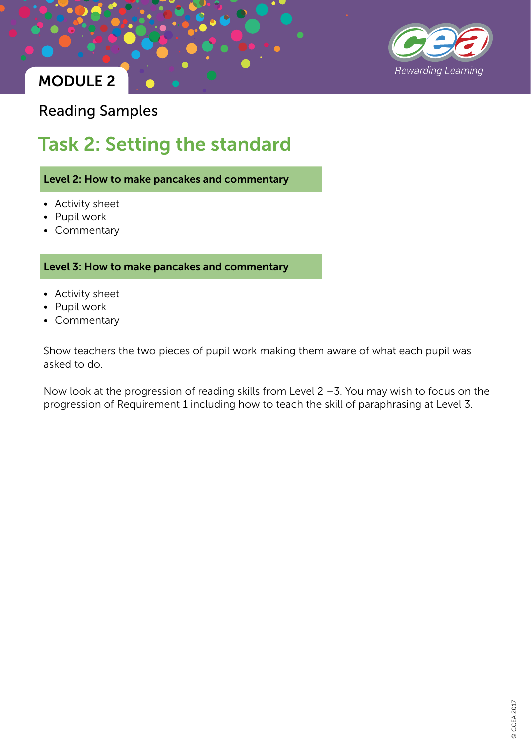## MODULE 2

Reading Samples

# Task 2: Setting the standard

**Level 2: How to make pancakes and commentary**

- Activity sheet
- Pupil work
- Commentary

**Level 3: How to make pancakes and commentary**

- Activity sheet
- Pupil work
- Commentary

Show teachers the two pieces of pupil work making them aware of what each pupil was asked to do.

Now look at the progression of reading skills from Level 2 –3. You may wish to focus on the progression of Requirement 1 including how to teach the skill of paraphrasing at Level 3.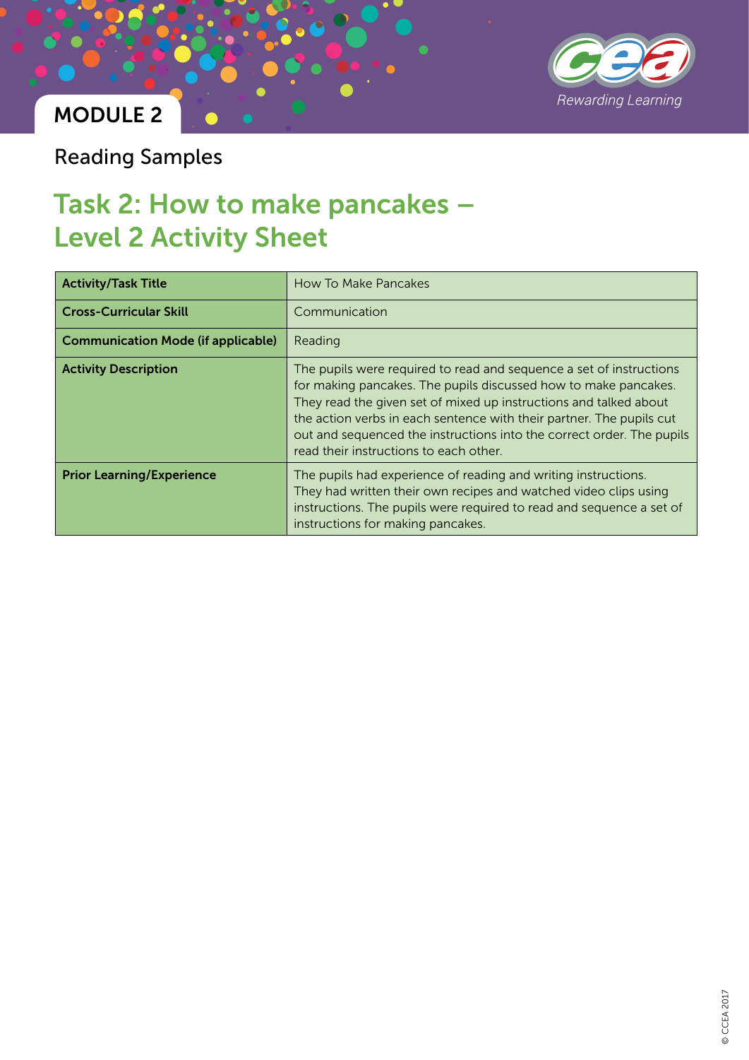MODULE 2

Reading Samples

# Task 2: How to make pancakes – Level 2 Activity Sheet

| **Activity/Task Title** | How To Make Pancakes |
| --- | --- |
| **Cross-Curricular Skill** | Communication |
| **Communication Mode (if applicable)** | Reading |
| **Activity Description** | The pupils were required to read and sequence a set of instructions for making pancakes. The pupils discussed how to make pancakes. They read the given set of mixed up instructions and talked about the action verbs in each sentence with their partner. The pupils cut out and sequenced the instructions into the correct order. The pupils read their instructions to each other. |
| **Prior Learning/Experience** | The pupils had experience of reading and writing instructions. They had written their own recipes and watched video clips using instructions. The pupils were required to read and sequence a set of instructions for making pancakes. |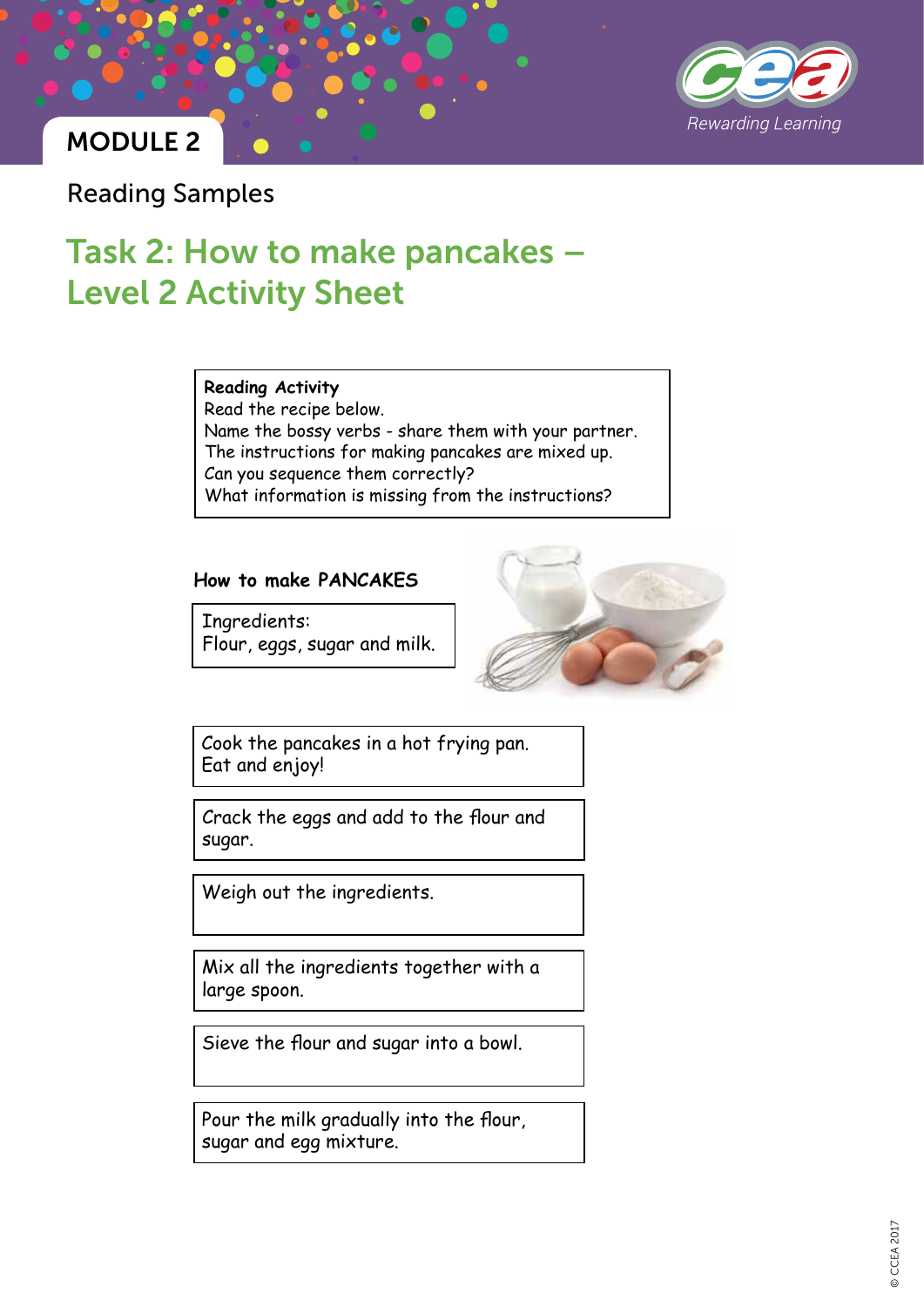MODULE 2

Reading Samples

# Task 2: How to make pancakes – Level 2 Activity Sheet

**Reading Activity**
Read the recipe below.
Name the bossy verbs - share them with your partner.
The instructions for making pancakes are mixed up.
Can you sequence them correctly?
What information is missing from the instructions?

**How to make PANCAKES**

Ingredients:
Flour, eggs, sugar and milk.

Cook the pancakes in a hot frying pan.
Eat and enjoy!

Crack the eggs and add to the flour and sugar.

Weigh out the ingredients.

Mix all the ingredients together with a large spoon.

Sieve the flour and sugar into a bowl.

Pour the milk gradually into the flour, sugar and egg mixture.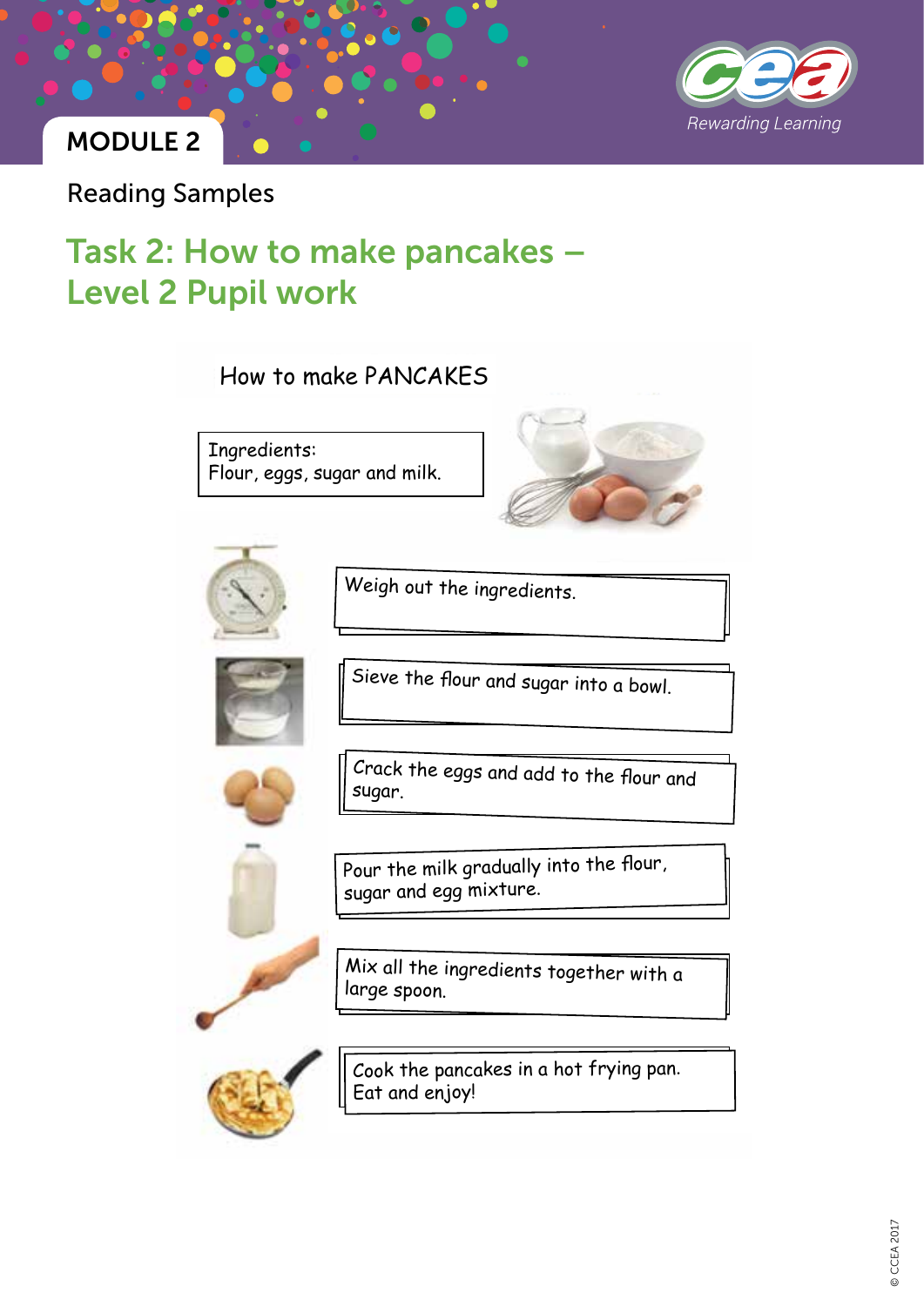MODULE 2

Reading Samples

# Task 2: How to make pancakes – Level 2 Pupil work

## How to make PANCAKES

Ingredients:
Flour, eggs, sugar and milk.

Weigh out the ingredients.

Sieve the flour and sugar into a bowl.

Crack the eggs and add to the flour and sugar.

Pour the milk gradually into the flour, sugar and egg mixture.

Mix all the ingredients together with a large spoon.

Cook the pancakes in a hot frying pan.
Eat and enjoy!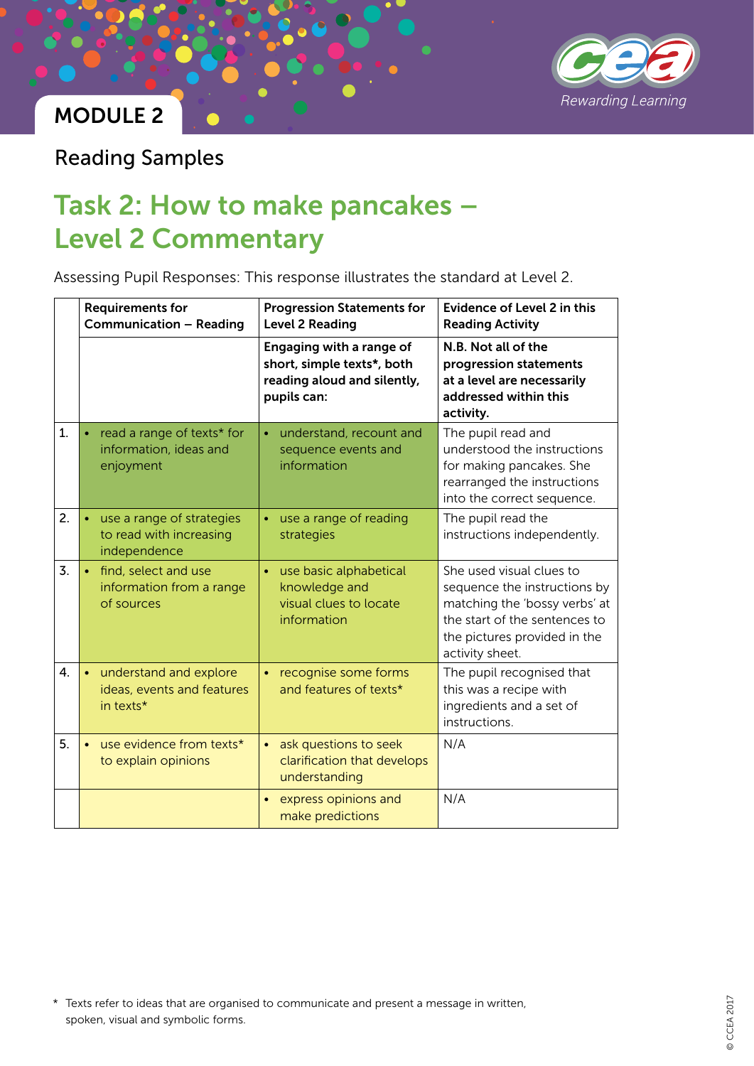MODULE 2

Reading Samples

# Task 2: How to make pancakes – Level 2 Commentary

Assessing Pupil Responses: This response illustrates the standard at Level 2.

| | Requirements for Communication – Reading | Progression Statements for Level 2 Reading | Evidence of Level 2 in this Reading Activity |
|---|---|---|---|
| | | **Engaging with a range of short, simple texts*, both reading aloud and silently, pupils can:** | **N.B. Not all of the progression statements at a level are necessarily addressed within this activity.** |
| 1. | • read a range of texts* for information, ideas and enjoyment | • understand, recount and sequence events and information | The pupil read and understood the instructions for making pancakes. She rearranged the instructions into the correct sequence. |
| 2. | • use a range of strategies to read with increasing independence | • use a range of reading strategies | The pupil read the instructions independently. |
| 3. | • find, select and use information from a range of sources | • use basic alphabetical knowledge and visual clues to locate information | She used visual clues to sequence the instructions by matching the 'bossy verbs' at the start of the sentences to the pictures provided in the activity sheet. |
| 4. | • understand and explore ideas, events and features in texts* | • recognise some forms and features of texts* | The pupil recognised that this was a recipe with ingredients and a set of instructions. |
| 5. | • use evidence from texts* to explain opinions | • ask questions to seek clarification that develops understanding | N/A |
| | | • express opinions and make predictions | N/A |

\* Texts refer to ideas that are organised to communicate and present a message in written, spoken, visual and symbolic forms.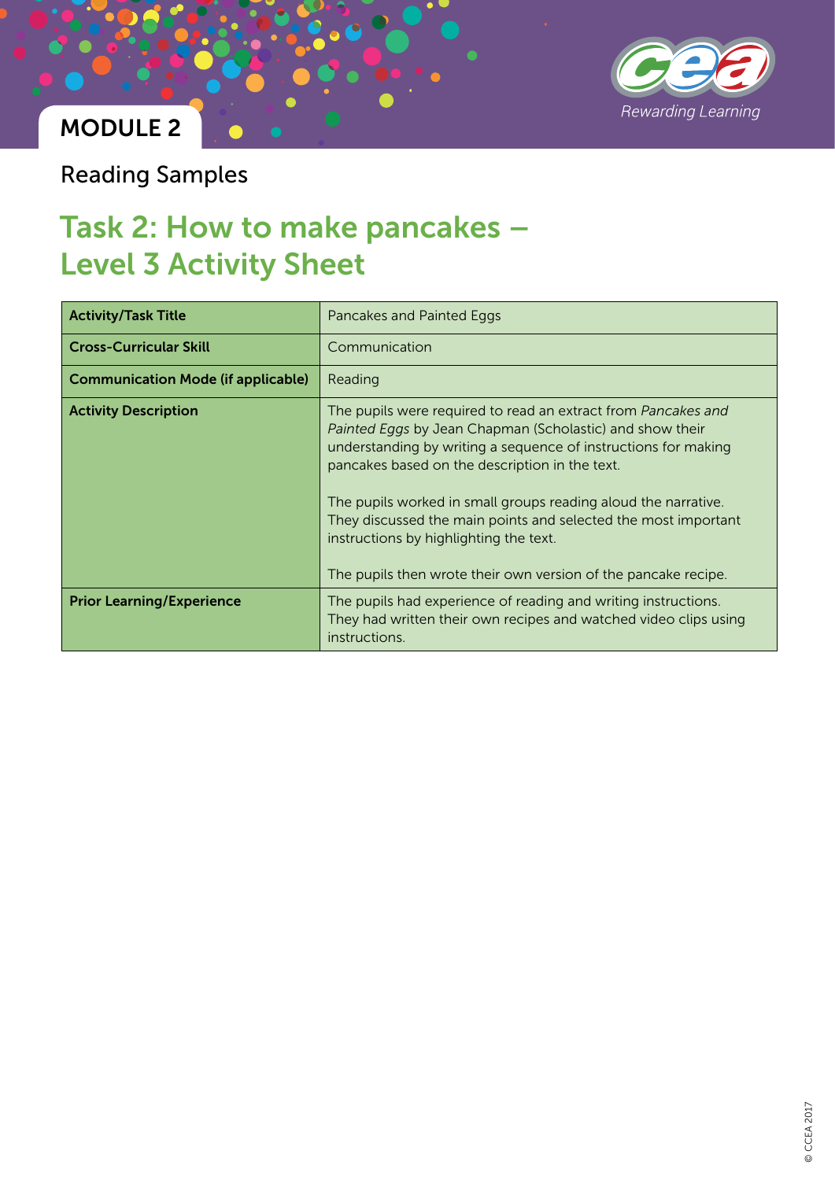MODULE 2

Reading Samples

# Task 2: How to make pancakes – Level 3 Activity Sheet

| **Activity/Task Title** | Pancakes and Painted Eggs |
|---|---|
| **Cross-Curricular Skill** | Communication |
| **Communication Mode (if applicable)** | Reading |
| **Activity Description** | The pupils were required to read an extract from *Pancakes and Painted Eggs* by Jean Chapman (Scholastic) and show their understanding by writing a sequence of instructions for making pancakes based on the description in the text.<br><br>The pupils worked in small groups reading aloud the narrative. They discussed the main points and selected the most important instructions by highlighting the text.<br><br>The pupils then wrote their own version of the pancake recipe. |
| **Prior Learning/Experience** | The pupils had experience of reading and writing instructions. They had written their own recipes and watched video clips using instructions. |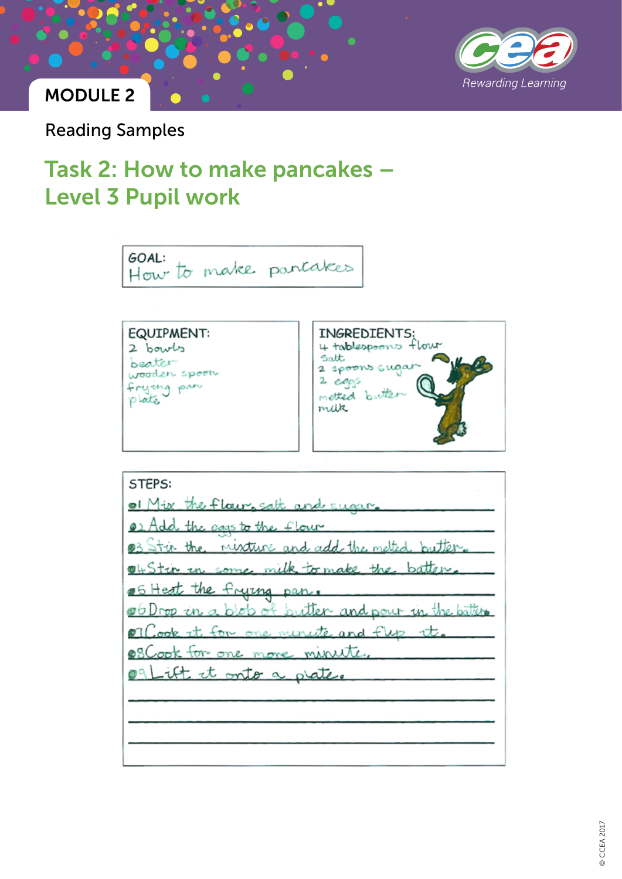MODULE 2

Reading Samples

## Task 2: How to make pancakes – Level 3 Pupil work

**GOAL:**
How to make pancakes

**EQUIPMENT:**
2 bowls
beater
wooden spoon
frying pan
plate

**INGREDIENTS:**
4 tablespoons flour
Salt
2 spoons sugar
2 eggs
melted butter
milk

**STEPS:**

1. Mix the flour, salt and sugar.
2. Add the eggs to the flour
3. Stir the mixture and add the melted butter.
4. Stir in some milk to make the batter.
5. Heat the frying pan.
6. Drop in a blob of butter and pour in the batter.
7. Cook it for one minute and flip it.
8. Cook for one more minute.
9. Lift it onto a plate.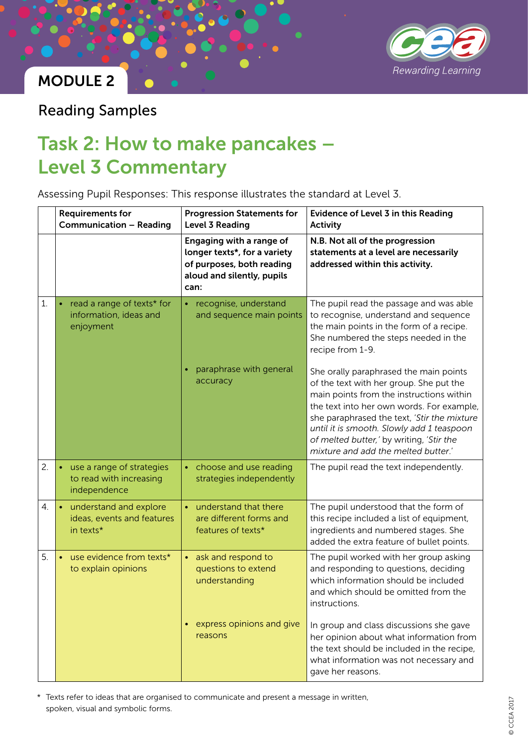MODULE 2

Reading Samples

# Task 2: How to make pancakes – Level 3 Commentary

Assessing Pupil Responses: This response illustrates the standard at Level 3.

| | Requirements for Communication – Reading | Progression Statements for Level 3 Reading | Evidence of Level 3 in this Reading Activity |
|---|---|---|---|
| | | **Engaging with a range of longer texts*, for a variety of purposes, both reading aloud and silently, pupils can:** | **N.B. Not all of the progression statements at a level are necessarily addressed within this activity.** |
| 1. | • read a range of texts* for information, ideas and enjoyment | • recognise, understand and sequence main points | The pupil read the passage and was able to recognise, understand and sequence the main points in the form of a recipe. She numbered the steps needed in the recipe from 1-9. |
| | | • paraphrase with general accuracy | She orally paraphrased the main points of the text with her group. She put the main points from the instructions within the text into her own words. For example, she paraphrased the text, '*Stir the mixture until it is smooth. Slowly add 1 teaspoon of melted butter,*' by writing, '*Stir the mixture and add the melted butter*.' |
| 2. | • use a range of strategies to read with increasing independence | • choose and use reading strategies independently | The pupil read the text independently. |
| 4. | • understand and explore ideas, events and features in texts* | • understand that there are different forms and features of texts* | The pupil understood that the form of this recipe included a list of equipment, ingredients and numbered stages. She added the extra feature of bullet points. |
| 5. | • use evidence from texts* to explain opinions | • ask and respond to questions to extend understanding | The pupil worked with her group asking and responding to questions, deciding which information should be included and which should be omitted from the instructions. |
| | | • express opinions and give reasons | In group and class discussions she gave her opinion about what information from the text should be included in the recipe, what information was not necessary and gave her reasons. |

\* Texts refer to ideas that are organised to communicate and present a message in written, spoken, visual and symbolic forms.

© CCEA 2017